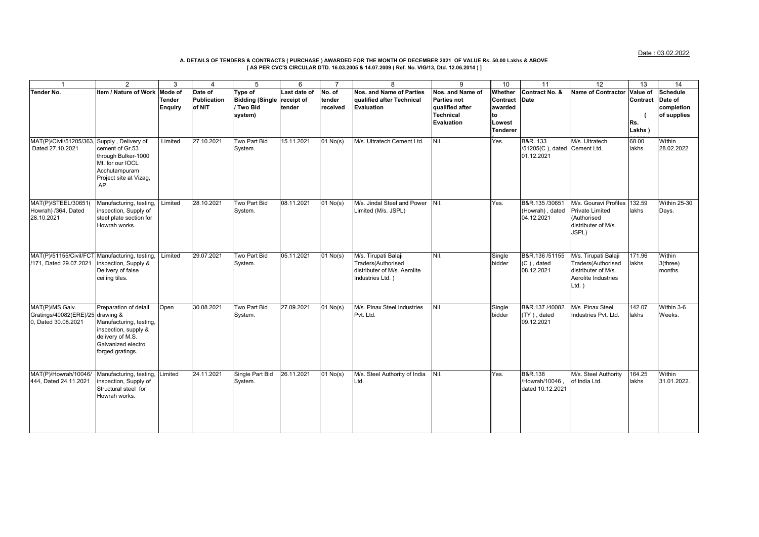Date : 03.02.2022

**A. DETAILS OF TENDERS & CONTRACTS ( PURCHASE ) AWARDED FOR THE MONTH OF DECEMBER 2021 OF VALUE Rs. 50.00 Lakhs & ABOVE**

**[ AS PER CVC'S CIRCULAR DTD. 16.03.2005 & 14.07.2009 ( Ref. No. VIG/13, Dtd. 12.06.2014 ) ]**

| 1 | 2 | 3 | 4 | 5 | 6 | 7 | 8 | 9 | 10 | 11 | 12 | 13 | 14 |
|---|---|---|---|---|---|---|---|---|---|---|---|---|---|
| **Tender No.** | **Item / Nature of Work** | **Mode of Tender Enquiry** | **Date of Publication of NIT** | **Type of Bidding (Single / Two Bid system)** | **Last date of receipt of tender** | **No. of tender received** | **Nos. and Name of Parties qualified after Technical Evaluation** | **Nos. and Name of Parties not qualified after Technical Evaluation** | **Whether Contract awarded to Lowest Tenderer** | **Contract No. & Date** | **Name of Contractor** | **Value of Contract ( Rs. Lakhs )** | **Schedule Date of completion of supplies** |
| MAT(P)/Civil/51205/363, Dated 27.10.2021 | Supply , Delivery of cement of Gr.53 through Bulker-1000 Mt. for our IOCL Acchutampuram Project site at Vizag, .AP. | Limited | 27.10.2021 | Two Part Bid System. | 15.11.2021 | 01 No(s) | M/s. Ultratech Cement Ltd. | Nil. | Yes. | B&R. 133 /51205(C ), dated 01.12.2021 | M/s. Ultratech Cement Ltd. | 68.00 lakhs | Within 28.02.2022 |
| MAT(P)/STEEL/30651( Howrah) /364, Dated 28.10.2021 | Manufacturing, testing, inspection, Supply of steel plate section for Howrah works. | Limited | 28.10.2021 | Two Part Bid System. | 08.11.2021 | 01 No(s) | M/s. Jindal Steel and Power Limited (M/s. JSPL) | Nil. | Yes. | B&R.135 /30651 (Howrah) , dated 04.12.2021 | M/s. Gouravi Profiles Private Limited (Authorised distributer of M/s. JSPL) | 132.59 lakhs | Within 25-30 Days. |
| MAT(P)/51155/Civil/FCT /171, Dated 29.07.2021 | Manufacturing, testing, inspection, Supply & Delivery of false ceiling tiles. | Limited | 29.07.2021 | Two Part Bid System. | 05.11.2021 | 01 No(s) | M/s. Tirupati Balaji Traders(Authorised distributer of M/s. Aerolite Industries Ltd. ) | Nil. | Single bidder | B&R.136 /51155 (C ) , dated 08.12.2021 | M/s. Tirupati Balaji Traders(Authorised distributer of M/s. Aerolite Industries Ltd. ) | 171.96 lakhs | Within 3(three) months. |
| MAT(P)/MS Galv. Gratings/40082(ERE)/250, Dated 30.08.2021 | Preparation of detail drawing & Manufacturing, testing, inspection, supply & delivery of M.S. Galvanized electro forged gratings. | Open | 30.08.2021 | Two Part Bid System. | 27.09.2021 | 01 No(s) | M/s. Pinax Steel Industries Pvt. Ltd. | Nil. | Single bidder | B&R.137 /40082 (TY) , dated 09.12.2021 | M/s. Pinax Steel Industries Pvt. Ltd. | 142.07 lakhs | Within 3-6 Weeks. |
| MAT(P)/Howrah/10046/ 444, Dated 24.11.2021 | Manufacturing, testing, inspection, Supply of Structural steel for Howrah works. | Limited | 24.11.2021 | Single Part Bid System. | 26.11.2021 | 01 No(s) | M/s. Steel Authority of India Ltd. | Nil. | Yes. | B&R.138 /Howrah/10046 , dated 10.12.2021 | M/s. Steel Authority of India Ltd. | 164.25 lakhs | Within 31.01.2022. |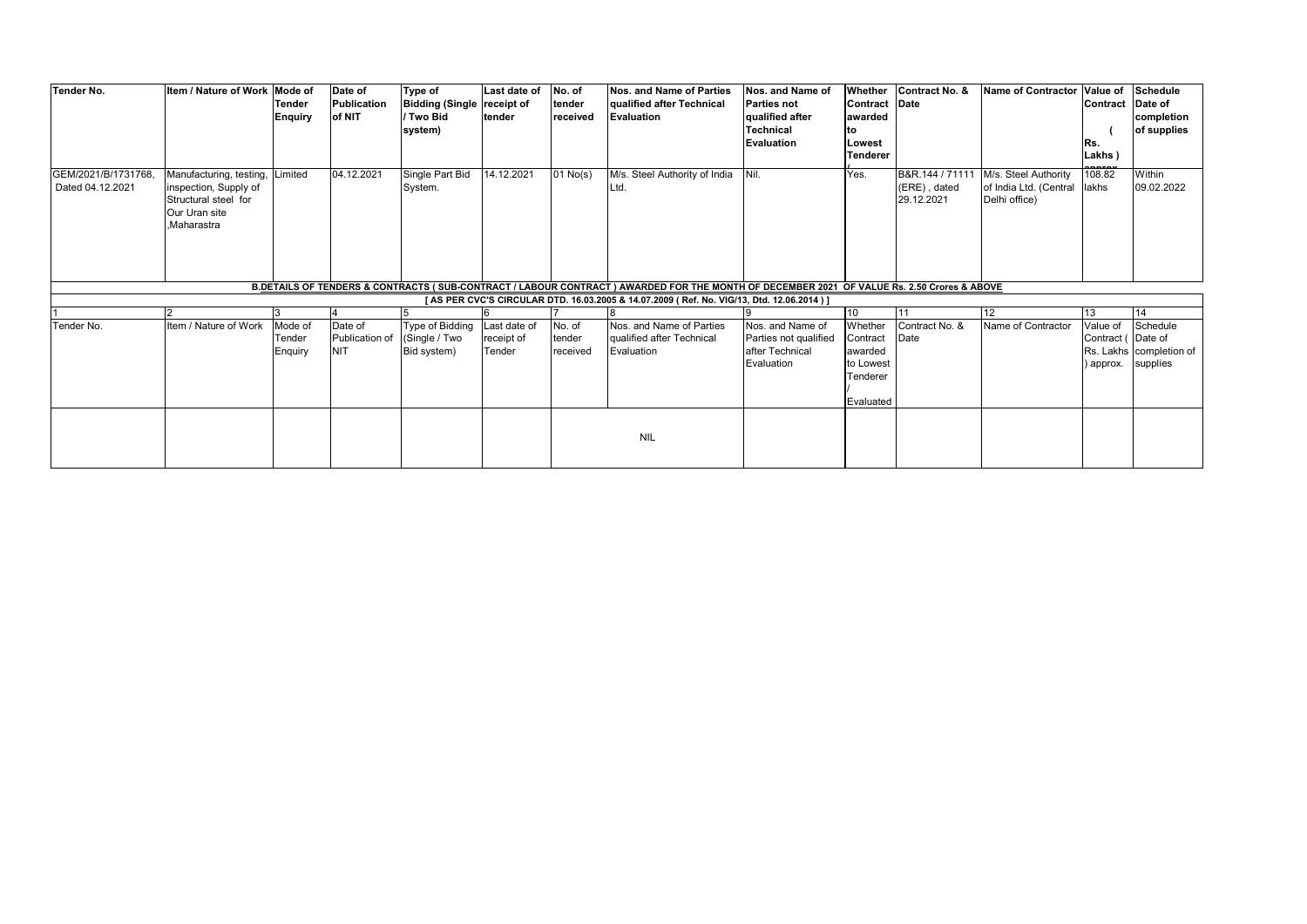| Tender No. | Item / Nature of Work | Mode of Tender Enquiry | Date of Publication of NIT | Type of Bidding (Single / Two Bid system) | Last date of receipt of tender | No. of tender received | Nos. and Name of Parties qualified after Technical Evaluation | Nos. and Name of Parties not qualified after Technical Evaluation | Whether Contract awarded to Lowest Tenderer / | Contract No. & Date | Name of Contractor | Value of Contract ( Rs. Lakhs ) approx | Schedule Date of completion of supplies |
|---|---|---|---|---|---|---|---|---|---|---|---|---|---|
| GEM/2021/B/1731768, Dated 04.12.2021 | Manufacturing, testing, inspection, Supply of Structural steel for Our Uran site ,Maharastra | Limited | 04.12.2021 | Single Part Bid System. | 14.12.2021 | 01 No(s) | M/s. Steel Authority of India Ltd. | Nil. | Yes. | B&R.144 / 71111 (ERE) , dated 29.12.2021 | M/s. Steel Authority of India Ltd. (Central Delhi office) | 108.82 lakhs | Within 09.02.2022 |

**B.DETAILS OF TENDERS & CONTRACTS ( SUB-CONTRACT / LABOUR CONTRACT ) AWARDED FOR THE MONTH OF DECEMBER 2021 OF VALUE Rs. 2.50 Crores & ABOVE**

**[ AS PER CVC'S CIRCULAR DTD. 16.03.2005 & 14.07.2009 ( Ref. No. VIG/13, Dtd. 12.06.2014 ) ]**

| 1 | 2 | 3 | 4 | 5 | 6 | 7 | 8 | 9 | 10 | 11 | 12 | 13 | 14 |
|---|---|---|---|---|---|---|---|---|---|---|---|---|---|
| Tender No. | Item / Nature of Work | Mode of Tender Enquiry | Date of Publication of NIT | Type of Bidding (Single / Two Bid system) | Last date of receipt of Tender | No. of tender received | Nos. and Name of Parties qualified after Technical Evaluation | Nos. and Name of Parties not qualified after Technical Evaluation | Whether Contract awarded to Lowest Tenderer / Evaluated | Contract No. & Date | Name of Contractor | Value of Contract ( Rs. Lakhs ) approx. | Schedule Date of completion of supplies |
| | | | | | | | NIL | | | | | | |